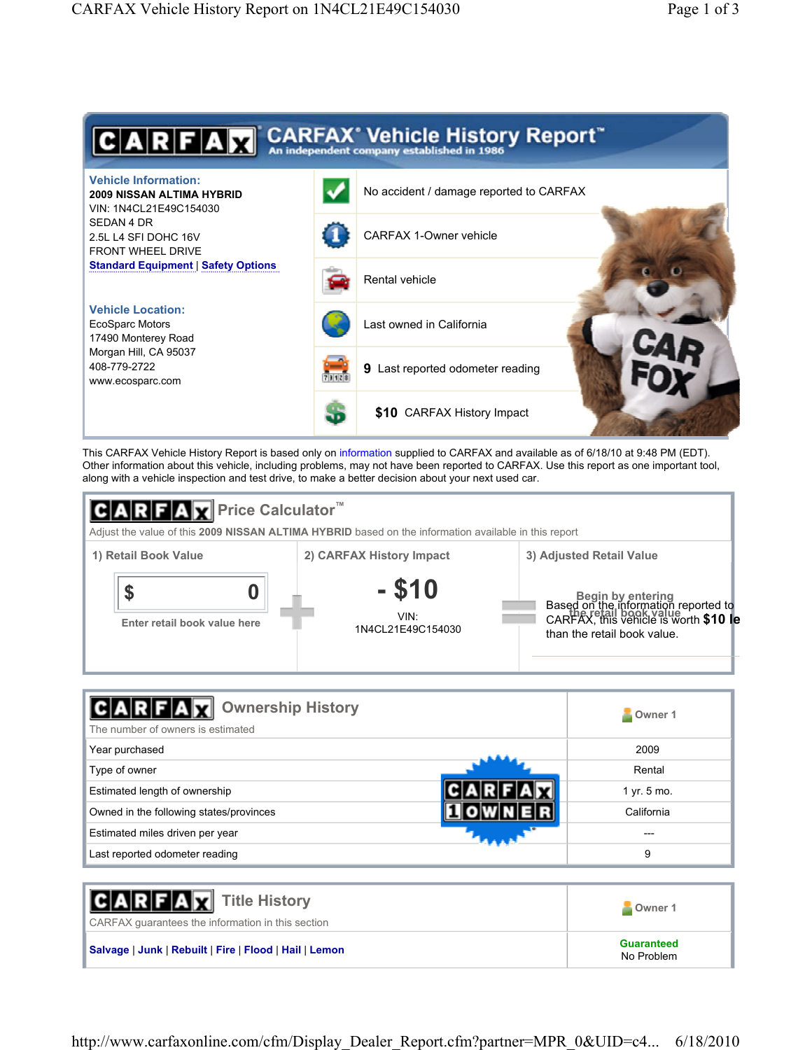# CARFAX Vehicle History Report™

An independent company established in 1986

**Vehicle Information:**
**2009 NISSAN ALTIMA HYBRID**
VIN: 1N4CL21E49C154030
SEDAN 4 DR
2.5L L4 SFI DOHC 16V
FRONT WHEEL DRIVE
Standard Equipment | Safety Options

**Vehicle Location:**
EcoSparc Motors
17490 Monterey Road
Morgan Hill, CA 95037
408-779-2722
www.ecosparc.com

- No accident / damage reported to CARFAX
- CARFAX 1-Owner vehicle
- Rental vehicle
- Last owned in California
- **9** Last reported odometer reading
- **$10** CARFAX History Impact

This CARFAX Vehicle History Report is based only on information supplied to CARFAX and available as of 6/18/10 at 9:48 PM (EDT). Other information about this vehicle, including problems, may not have been reported to CARFAX. Use this report as one important tool, along with a vehicle inspection and test drive, to make a better decision about your next used car.

## CARFAX Price Calculator™

Adjust the value of this **2009 NISSAN ALTIMA HYBRID** based on the information available in this report

| 1) Retail Book Value | 2) CARFAX History Impact | 3) Adjusted Retail Value |
|---|---|---|
| $ 0<br>Enter retail book value here | **- $10**<br>VIN: 1N4CL21E49C154030 | Begin by entering the retail book value<br>Based on the information reported to CARFAX, this vehicle is worth **$10 le** than the retail book value. |

## CARFAX Ownership History

The number of owners is estimated

| | Owner 1 |
|---|---|
| Year purchased | 2009 |
| Type of owner | Rental |
| Estimated length of ownership | 1 yr. 5 mo. |
| Owned in the following states/provinces | California |
| Estimated miles driven per year | --- |
| Last reported odometer reading | 9 |

## CARFAX Title History

CARFAX guarantees the information in this section

| | Owner 1 |
|---|---|
| Salvage \| Junk \| Rebuilt \| Fire \| Flood \| Hail \| Lemon | Guaranteed<br>No Problem |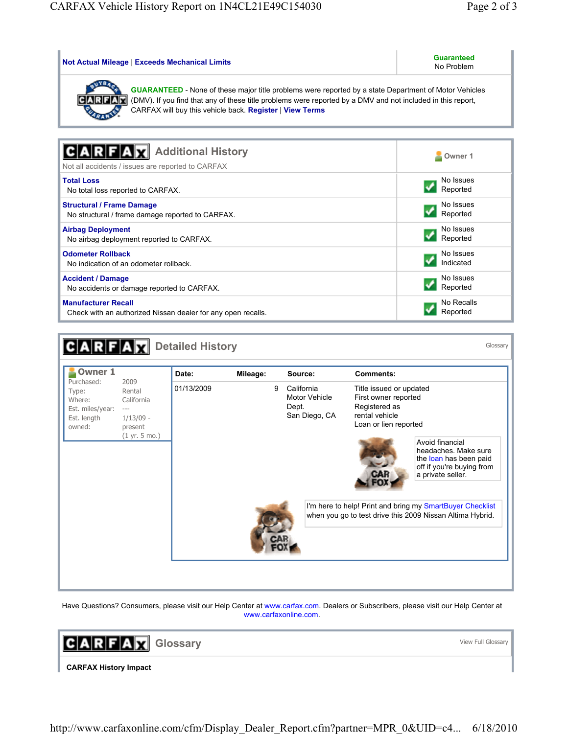| Not Actual Mileage \| Exceeds Mechanical Limits | Guaranteed No Problem |
|---|---|

**GUARANTEED** - None of these major title problems were reported by a state Department of Motor Vehicles (DMV). If you find that any of these title problems were reported by a DMV and not included in this report, CARFAX will buy this vehicle back. **Register** | **View Terms**

## CARFAX Additional History

Not all accidents / issues are reported to CARFAX

| | Owner 1 |
|---|---|
| **Total Loss**<br>No total loss reported to CARFAX. | No Issues Reported |
| **Structural / Frame Damage**<br>No structural / frame damage reported to CARFAX. | No Issues Reported |
| **Airbag Deployment**<br>No airbag deployment reported to CARFAX. | No Issues Reported |
| **Odometer Rollback**<br>No indication of an odometer rollback. | No Issues Indicated |
| **Accident / Damage**<br>No accidents or damage reported to CARFAX. | No Issues Reported |
| **Manufacturer Recall**<br>Check with an authorized Nissan dealer for any open recalls. | No Recalls Reported |

## CARFAX Detailed History

Glossary

**Owner 1**

| | |
|---|---|
| Purchased: | 2009 |
| Type: | Rental |
| Where: | California |
| Est. miles/year: | --- |
| Est. length owned: | 1/13/09 - present (1 yr. 5 mo.) |

| Date: | Mileage: | Source: | Comments: |
|---|---|---|---|
| 01/13/2009 | 9 | California Motor Vehicle Dept. San Diego, CA | Title issued or updated<br>First owner reported<br>Registered as rental vehicle<br>Loan or lien reported |

Avoid financial headaches. Make sure the loan has been paid off if you're buying from a private seller.

I'm here to help! Print and bring my SmartBuyer Checklist when you go to test drive this 2009 Nissan Altima Hybrid.

Have Questions? Consumers, please visit our Help Center at www.carfax.com. Dealers or Subscribers, please visit our Help Center at www.carfaxonline.com.

## CARFAX Glossary

View Full Glossary

**CARFAX History Impact**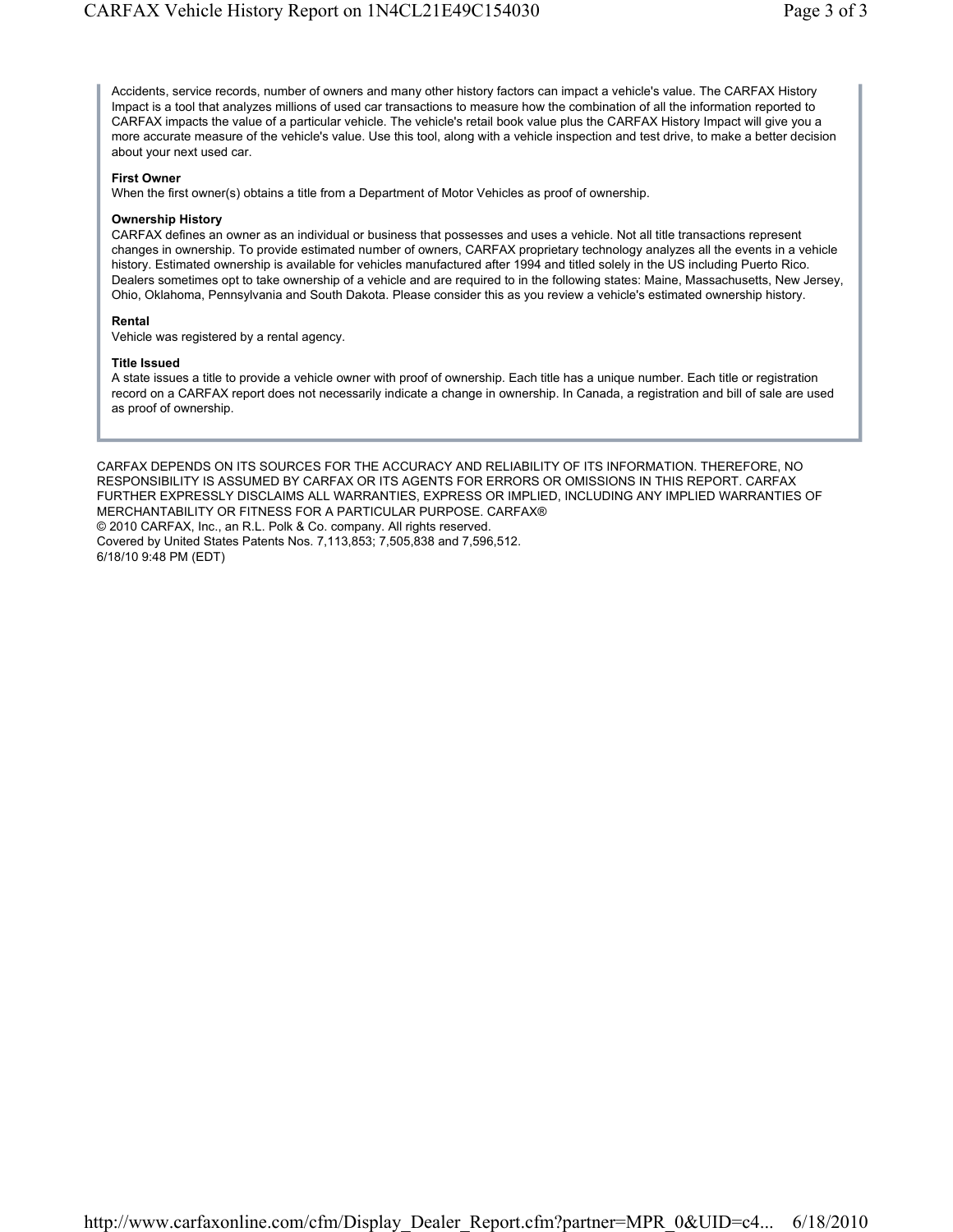Accidents, service records, number of owners and many other history factors can impact a vehicle's value. The CARFAX History Impact is a tool that analyzes millions of used car transactions to measure how the combination of all the information reported to CARFAX impacts the value of a particular vehicle. The vehicle's retail book value plus the CARFAX History Impact will give you a more accurate measure of the vehicle's value. Use this tool, along with a vehicle inspection and test drive, to make a better decision about your next used car.

**First Owner**
When the first owner(s) obtains a title from a Department of Motor Vehicles as proof of ownership.

**Ownership History**
CARFAX defines an owner as an individual or business that possesses and uses a vehicle. Not all title transactions represent changes in ownership. To provide estimated number of owners, CARFAX proprietary technology analyzes all the events in a vehicle history. Estimated ownership is available for vehicles manufactured after 1994 and titled solely in the US including Puerto Rico. Dealers sometimes opt to take ownership of a vehicle and are required to in the following states: Maine, Massachusetts, New Jersey, Ohio, Oklahoma, Pennsylvania and South Dakota. Please consider this as you review a vehicle's estimated ownership history.

**Rental**
Vehicle was registered by a rental agency.

**Title Issued**
A state issues a title to provide a vehicle owner with proof of ownership. Each title has a unique number. Each title or registration record on a CARFAX report does not necessarily indicate a change in ownership. In Canada, a registration and bill of sale are used as proof of ownership.

CARFAX DEPENDS ON ITS SOURCES FOR THE ACCURACY AND RELIABILITY OF ITS INFORMATION. THEREFORE, NO RESPONSIBILITY IS ASSUMED BY CARFAX OR ITS AGENTS FOR ERRORS OR OMISSIONS IN THIS REPORT. CARFAX FURTHER EXPRESSLY DISCLAIMS ALL WARRANTIES, EXPRESS OR IMPLIED, INCLUDING ANY IMPLIED WARRANTIES OF MERCHANTABILITY OR FITNESS FOR A PARTICULAR PURPOSE. CARFAX®
© 2010 CARFAX, Inc., an R.L. Polk & Co. company. All rights reserved.
Covered by United States Patents Nos. 7,113,853; 7,505,838 and 7,596,512.
6/18/10 9:48 PM (EDT)